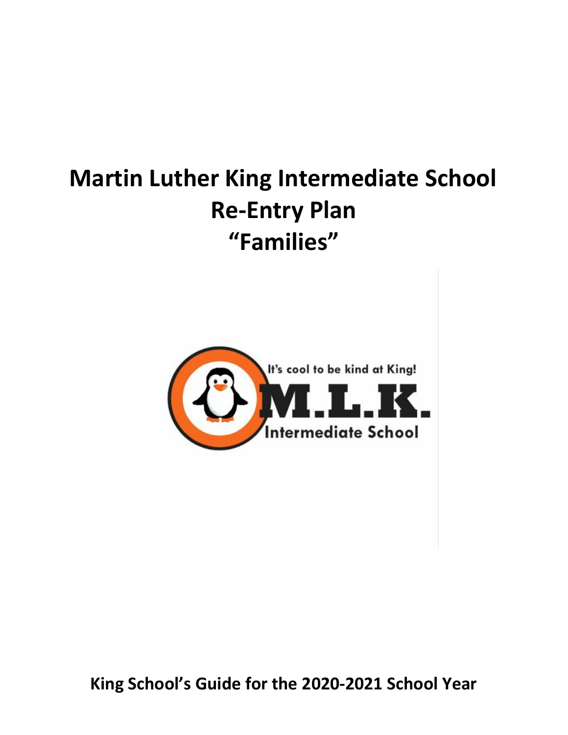# Martin Luther King Intermediate School Re-Entry Plan "Families"

It's cool to be kind at King!

M.L.K.

Intermediate School

**King School's Guide for the 2020-2021 School Year**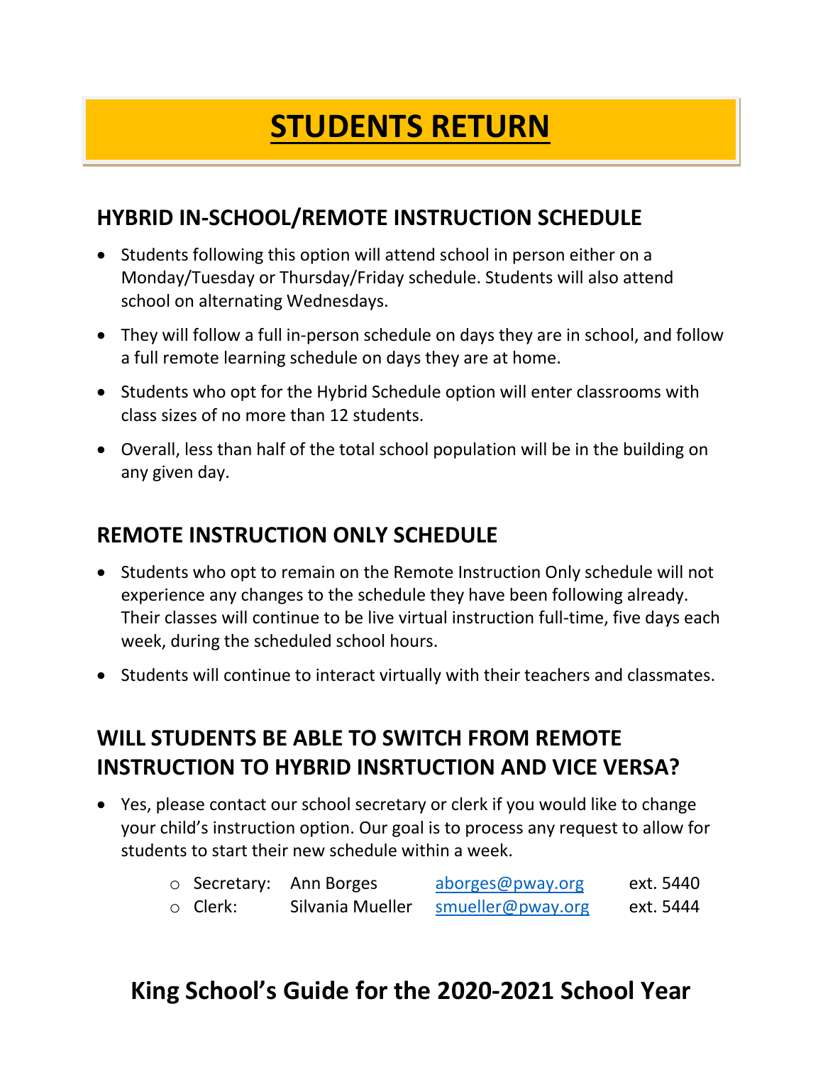# STUDENTS RETURN

## HYBRID IN-SCHOOL/REMOTE INSTRUCTION SCHEDULE

- Students following this option will attend school in person either on a Monday/Tuesday or Thursday/Friday schedule. Students will also attend school on alternating Wednesdays.
- They will follow a full in-person schedule on days they are in school, and follow a full remote learning schedule on days they are at home.
- Students who opt for the Hybrid Schedule option will enter classrooms with class sizes of no more than 12 students.
- Overall, less than half of the total school population will be in the building on any given day.

## REMOTE INSTRUCTION ONLY SCHEDULE

- Students who opt to remain on the Remote Instruction Only schedule will not experience any changes to the schedule they have been following already. Their classes will continue to be live virtual instruction full-time, five days each week, during the scheduled school hours.
- Students will continue to interact virtually with their teachers and classmates.

## WILL STUDENTS BE ABLE TO SWITCH FROM REMOTE INSTRUCTION TO HYBRID INSRTUCTION AND VICE VERSA?

- Yes, please contact our school secretary or clerk if you would like to change your child's instruction option. Our goal is to process any request to allow for students to start their new schedule within a week.
  - Secretary: Ann Borges aborges@pway.org ext. 5440
  - Clerk: Silvania Mueller smueller@pway.org ext. 5444

## King School's Guide for the 2020-2021 School Year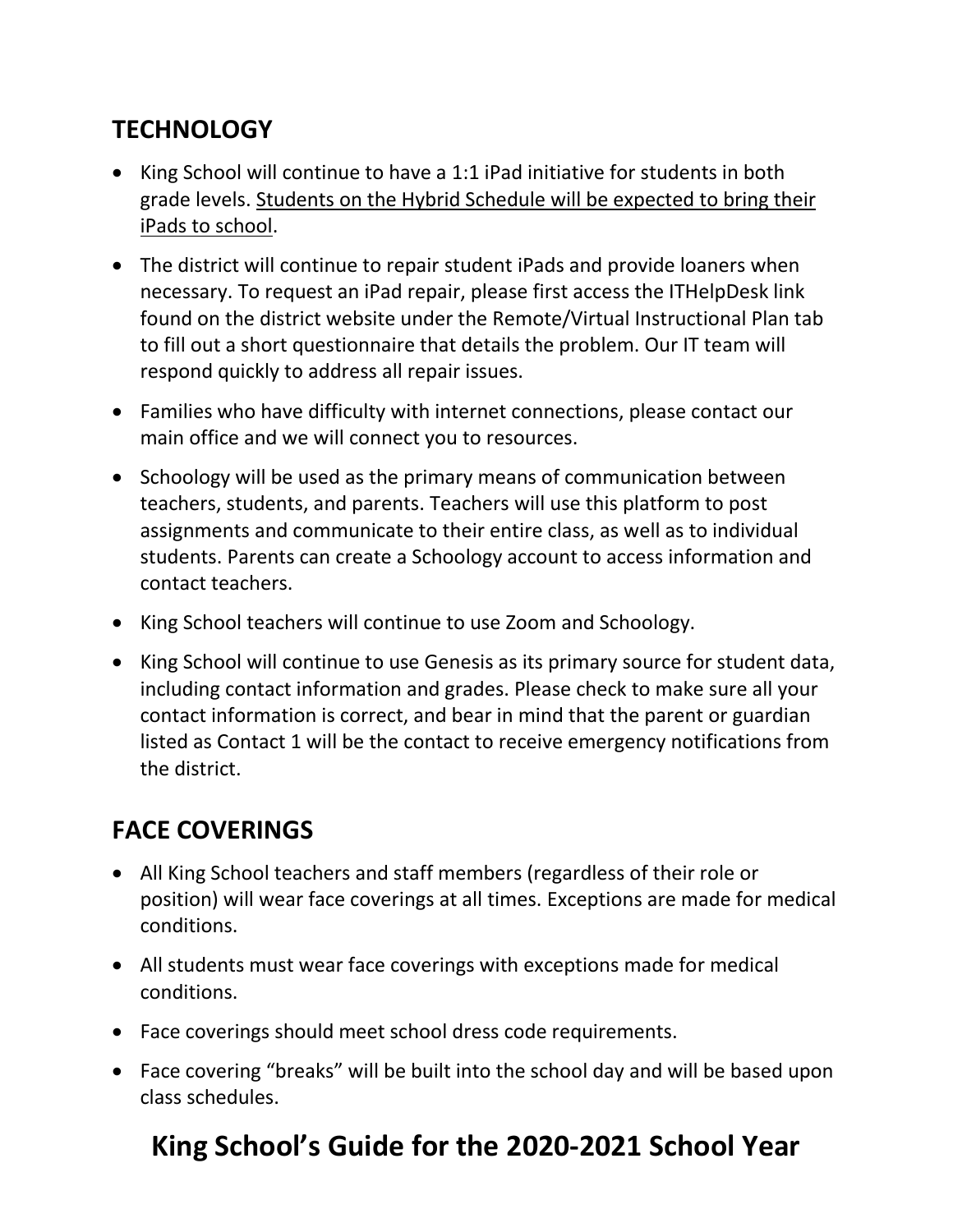## TECHNOLOGY

- King School will continue to have a 1:1 iPad initiative for students in both grade levels. Students on the Hybrid Schedule will be expected to bring their iPads to school.
- The district will continue to repair student iPads and provide loaners when necessary. To request an iPad repair, please first access the ITHelpDesk link found on the district website under the Remote/Virtual Instructional Plan tab to fill out a short questionnaire that details the problem. Our IT team will respond quickly to address all repair issues.
- Families who have difficulty with internet connections, please contact our main office and we will connect you to resources.
- Schoology will be used as the primary means of communication between teachers, students, and parents. Teachers will use this platform to post assignments and communicate to their entire class, as well as to individual students. Parents can create a Schoology account to access information and contact teachers.
- King School teachers will continue to use Zoom and Schoology.
- King School will continue to use Genesis as its primary source for student data, including contact information and grades. Please check to make sure all your contact information is correct, and bear in mind that the parent or guardian listed as Contact 1 will be the contact to receive emergency notifications from the district.

## FACE COVERINGS

- All King School teachers and staff members (regardless of their role or position) will wear face coverings at all times. Exceptions are made for medical conditions.
- All students must wear face coverings with exceptions made for medical conditions.
- Face coverings should meet school dress code requirements.
- Face covering "breaks" will be built into the school day and will be based upon class schedules.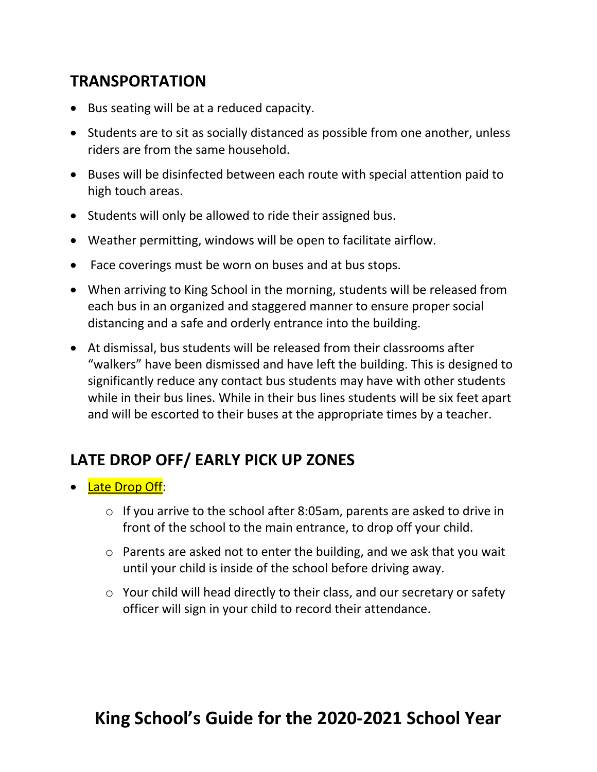## TRANSPORTATION

- Bus seating will be at a reduced capacity.
- Students are to sit as socially distanced as possible from one another, unless riders are from the same household.
- Buses will be disinfected between each route with special attention paid to high touch areas.
- Students will only be allowed to ride their assigned bus.
- Weather permitting, windows will be open to facilitate airflow.
- Face coverings must be worn on buses and at bus stops.
- When arriving to King School in the morning, students will be released from each bus in an organized and staggered manner to ensure proper social distancing and a safe and orderly entrance into the building.
- At dismissal, bus students will be released from their classrooms after "walkers" have been dismissed and have left the building. This is designed to significantly reduce any contact bus students may have with other students while in their bus lines. While in their bus lines students will be six feet apart and will be escorted to their buses at the appropriate times by a teacher.

## LATE DROP OFF/ EARLY PICK UP ZONES

- Late Drop Off:
  - If you arrive to the school after 8:05am, parents are asked to drive in front of the school to the main entrance, to drop off your child.
  - Parents are asked not to enter the building, and we ask that you wait until your child is inside of the school before driving away.
  - Your child will head directly to their class, and our secretary or safety officer will sign in your child to record their attendance.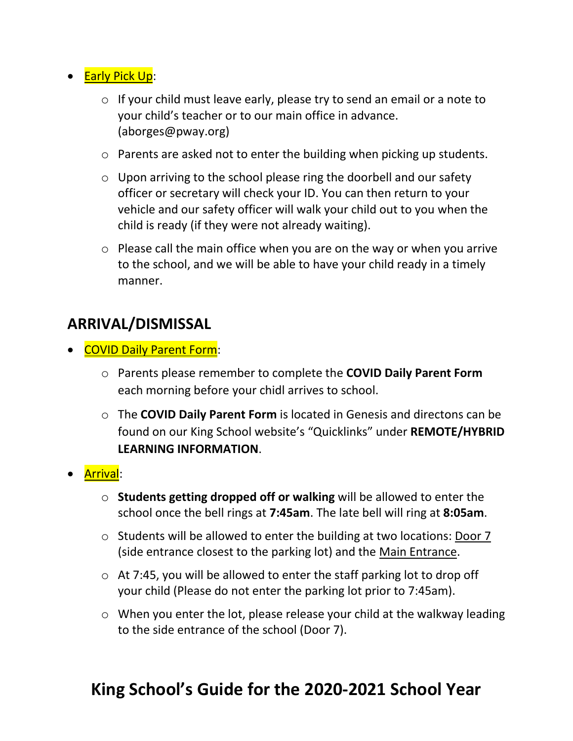- Early Pick Up:
  - If your child must leave early, please try to send an email or a note to your child's teacher or to our main office in advance. (aborges@pway.org)
  - Parents are asked not to enter the building when picking up students.
  - Upon arriving to the school please ring the doorbell and our safety officer or secretary will check your ID. You can then return to your vehicle and our safety officer will walk your child out to you when the child is ready (if they were not already waiting).
  - Please call the main office when you are on the way or when you arrive to the school, and we will be able to have your child ready in a timely manner.

## ARRIVAL/DISMISSAL

- COVID Daily Parent Form:
  - Parents please remember to complete the **COVID Daily Parent Form** each morning before your chidl arrives to school.
  - The **COVID Daily Parent Form** is located in Genesis and directons can be found on our King School website's "Quicklinks" under **REMOTE/HYBRID LEARNING INFORMATION**.
- Arrival:
  - **Students getting dropped off or walking** will be allowed to enter the school once the bell rings at **7:45am**. The late bell will ring at **8:05am**.
  - Students will be allowed to enter the building at two locations: Door 7 (side entrance closest to the parking lot) and the Main Entrance.
  - At 7:45, you will be allowed to enter the staff parking lot to drop off your child (Please do not enter the parking lot prior to 7:45am).
  - When you enter the lot, please release your child at the walkway leading to the side entrance of the school (Door 7).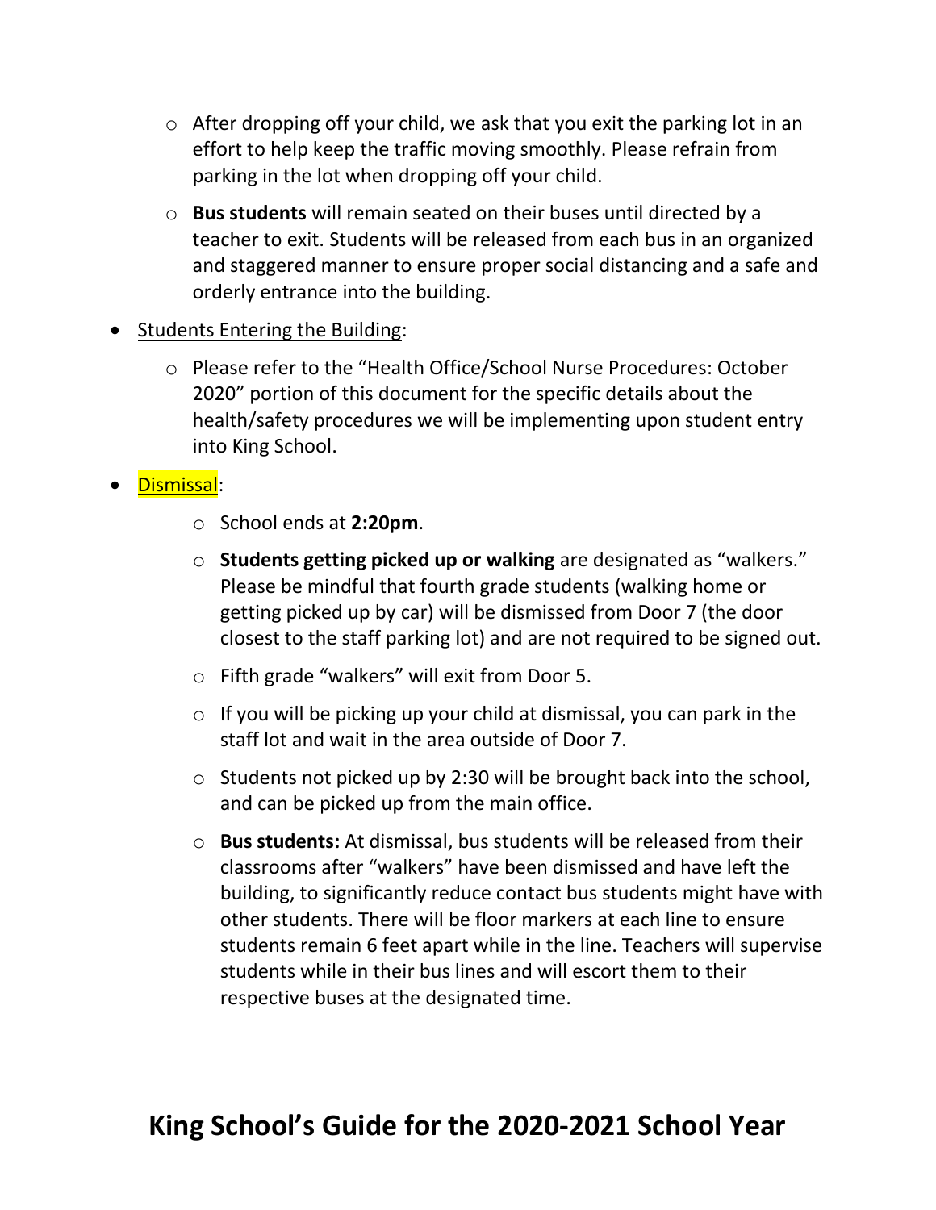- After dropping off your child, we ask that you exit the parking lot in an effort to help keep the traffic moving smoothly. Please refrain from parking in the lot when dropping off your child.
- **Bus students** will remain seated on their buses until directed by a teacher to exit. Students will be released from each bus in an organized and staggered manner to ensure proper social distancing and a safe and orderly entrance into the building.

- Students Entering the Building:
    - Please refer to the "Health Office/School Nurse Procedures: October 2020" portion of this document for the specific details about the health/safety procedures we will be implementing upon student entry into King School.

- Dismissal:
    - School ends at **2:20pm**.
    - **Students getting picked up or walking** are designated as "walkers." Please be mindful that fourth grade students (walking home or getting picked up by car) will be dismissed from Door 7 (the door closest to the staff parking lot) and are not required to be signed out.
    - Fifth grade "walkers" will exit from Door 5.
    - If you will be picking up your child at dismissal, you can park in the staff lot and wait in the area outside of Door 7.
    - Students not picked up by 2:30 will be brought back into the school, and can be picked up from the main office.
    - **Bus students:** At dismissal, bus students will be released from their classrooms after "walkers" have been dismissed and have left the building, to significantly reduce contact bus students might have with other students. There will be floor markers at each line to ensure students remain 6 feet apart while in the line. Teachers will supervise students while in their bus lines and will escort them to their respective buses at the designated time.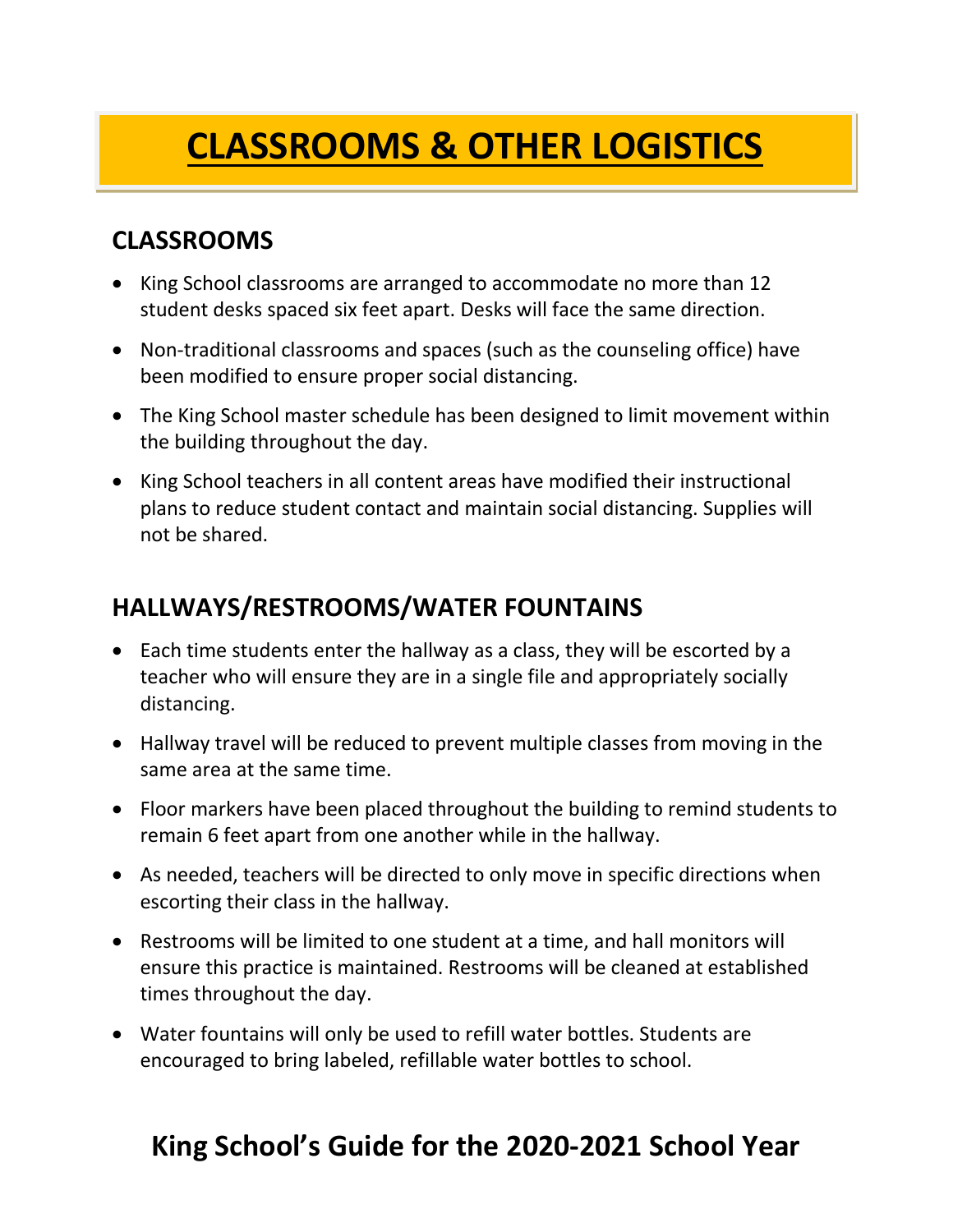# CLASSROOMS & OTHER LOGISTICS

## CLASSROOMS

- King School classrooms are arranged to accommodate no more than 12 student desks spaced six feet apart. Desks will face the same direction.
- Non-traditional classrooms and spaces (such as the counseling office) have been modified to ensure proper social distancing.
- The King School master schedule has been designed to limit movement within the building throughout the day.
- King School teachers in all content areas have modified their instructional plans to reduce student contact and maintain social distancing. Supplies will not be shared.

## HALLWAYS/RESTROOMS/WATER FOUNTAINS

- Each time students enter the hallway as a class, they will be escorted by a teacher who will ensure they are in a single file and appropriately socially distancing.
- Hallway travel will be reduced to prevent multiple classes from moving in the same area at the same time.
- Floor markers have been placed throughout the building to remind students to remain 6 feet apart from one another while in the hallway.
- As needed, teachers will be directed to only move in specific directions when escorting their class in the hallway.
- Restrooms will be limited to one student at a time, and hall monitors will ensure this practice is maintained. Restrooms will be cleaned at established times throughout the day.
- Water fountains will only be used to refill water bottles. Students are encouraged to bring labeled, refillable water bottles to school.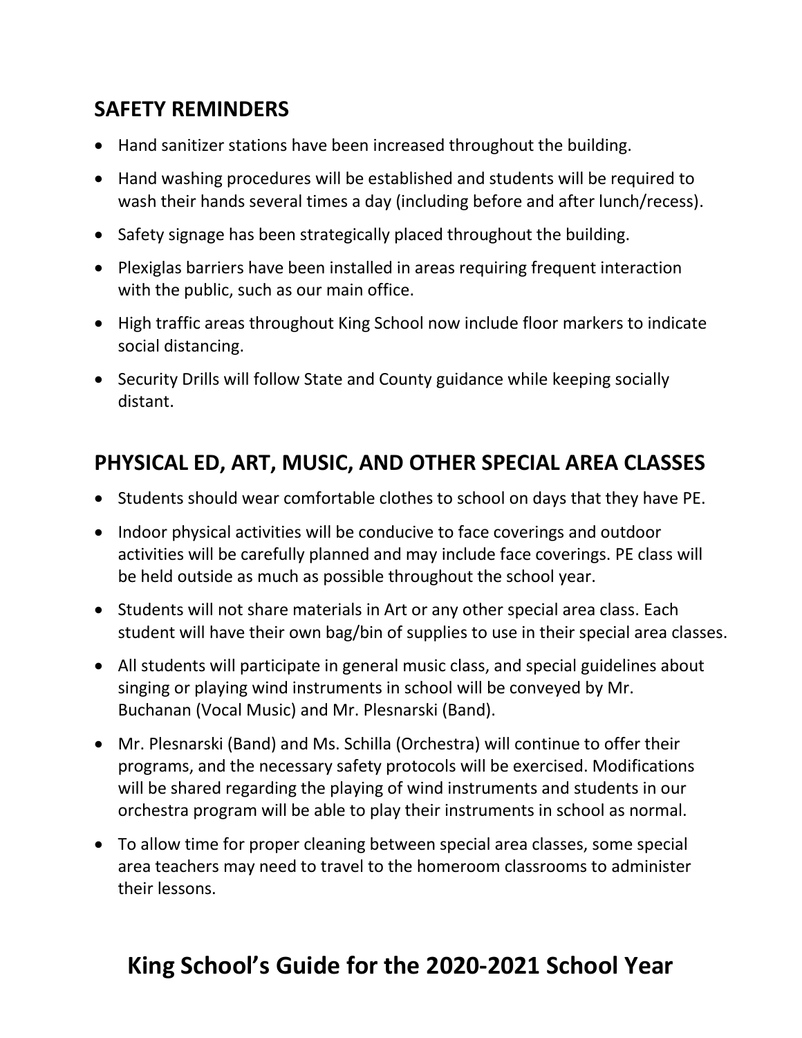## SAFETY REMINDERS

- Hand sanitizer stations have been increased throughout the building.
- Hand washing procedures will be established and students will be required to wash their hands several times a day (including before and after lunch/recess).
- Safety signage has been strategically placed throughout the building.
- Plexiglas barriers have been installed in areas requiring frequent interaction with the public, such as our main office.
- High traffic areas throughout King School now include floor markers to indicate social distancing.
- Security Drills will follow State and County guidance while keeping socially distant.

## PHYSICAL ED, ART, MUSIC, AND OTHER SPECIAL AREA CLASSES

- Students should wear comfortable clothes to school on days that they have PE.
- Indoor physical activities will be conducive to face coverings and outdoor activities will be carefully planned and may include face coverings. PE class will be held outside as much as possible throughout the school year.
- Students will not share materials in Art or any other special area class. Each student will have their own bag/bin of supplies to use in their special area classes.
- All students will participate in general music class, and special guidelines about singing or playing wind instruments in school will be conveyed by Mr. Buchanan (Vocal Music) and Mr. Plesnarski (Band).
- Mr. Plesnarski (Band) and Ms. Schilla (Orchestra) will continue to offer their programs, and the necessary safety protocols will be exercised. Modifications will be shared regarding the playing of wind instruments and students in our orchestra program will be able to play their instruments in school as normal.
- To allow time for proper cleaning between special area classes, some special area teachers may need to travel to the homeroom classrooms to administer their lessons.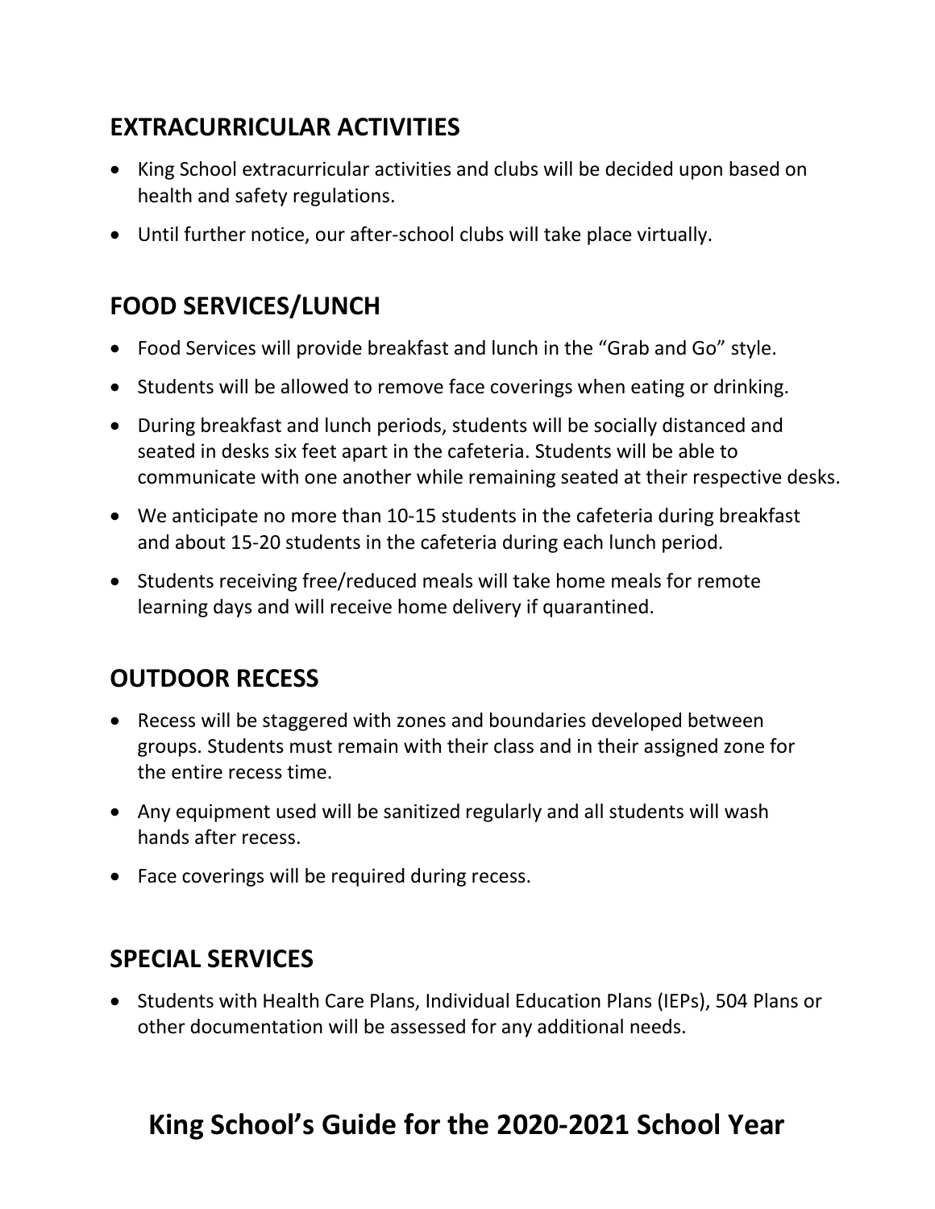## EXTRACURRICULAR ACTIVITIES

- King School extracurricular activities and clubs will be decided upon based on health and safety regulations.
- Until further notice, our after-school clubs will take place virtually.

## FOOD SERVICES/LUNCH

- Food Services will provide breakfast and lunch in the "Grab and Go" style.
- Students will be allowed to remove face coverings when eating or drinking.
- During breakfast and lunch periods, students will be socially distanced and seated in desks six feet apart in the cafeteria. Students will be able to communicate with one another while remaining seated at their respective desks.
- We anticipate no more than 10-15 students in the cafeteria during breakfast and about 15-20 students in the cafeteria during each lunch period.
- Students receiving free/reduced meals will take home meals for remote learning days and will receive home delivery if quarantined.

## OUTDOOR RECESS

- Recess will be staggered with zones and boundaries developed between groups. Students must remain with their class and in their assigned zone for the entire recess time.
- Any equipment used will be sanitized regularly and all students will wash hands after recess.
- Face coverings will be required during recess.

## SPECIAL SERVICES

- Students with Health Care Plans, Individual Education Plans (IEPs), 504 Plans or other documentation will be assessed for any additional needs.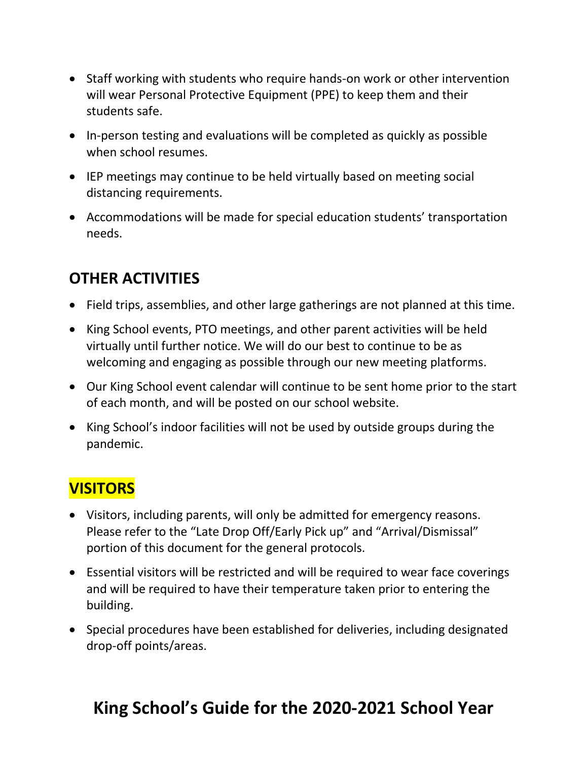- Staff working with students who require hands-on work or other intervention will wear Personal Protective Equipment (PPE) to keep them and their students safe.
- In-person testing and evaluations will be completed as quickly as possible when school resumes.
- IEP meetings may continue to be held virtually based on meeting social distancing requirements.
- Accommodations will be made for special education students' transportation needs.

## OTHER ACTIVITIES

- Field trips, assemblies, and other large gatherings are not planned at this time.
- King School events, PTO meetings, and other parent activities will be held virtually until further notice. We will do our best to continue to be as welcoming and engaging as possible through our new meeting platforms.
- Our King School event calendar will continue to be sent home prior to the start of each month, and will be posted on our school website.
- King School's indoor facilities will not be used by outside groups during the pandemic.

## VISITORS

- Visitors, including parents, will only be admitted for emergency reasons. Please refer to the "Late Drop Off/Early Pick up" and "Arrival/Dismissal" portion of this document for the general protocols.
- Essential visitors will be restricted and will be required to wear face coverings and will be required to have their temperature taken prior to entering the building.
- Special procedures have been established for deliveries, including designated drop-off points/areas.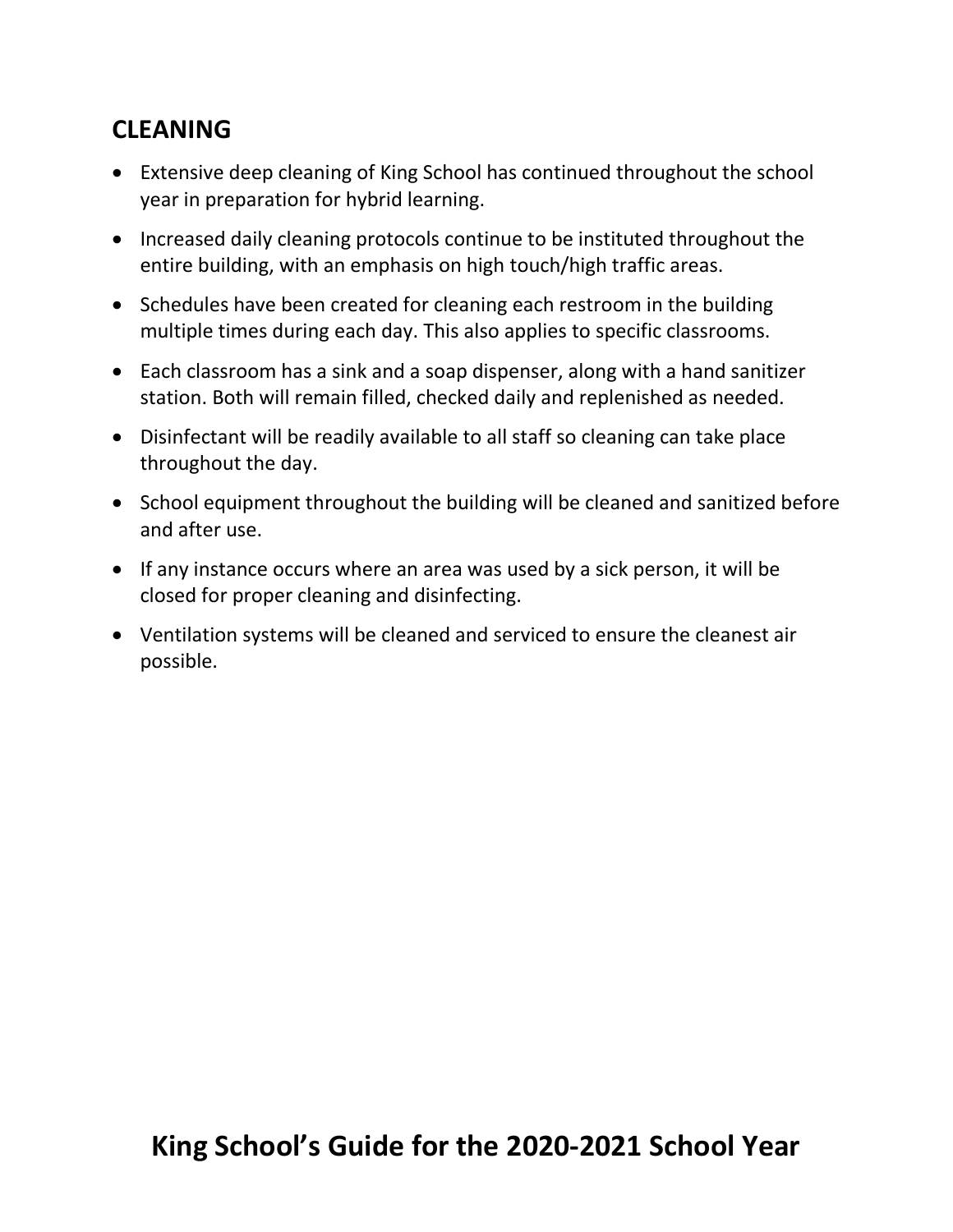## CLEANING

- Extensive deep cleaning of King School has continued throughout the school year in preparation for hybrid learning.
- Increased daily cleaning protocols continue to be instituted throughout the entire building, with an emphasis on high touch/high traffic areas.
- Schedules have been created for cleaning each restroom in the building multiple times during each day. This also applies to specific classrooms.
- Each classroom has a sink and a soap dispenser, along with a hand sanitizer station. Both will remain filled, checked daily and replenished as needed.
- Disinfectant will be readily available to all staff so cleaning can take place throughout the day.
- School equipment throughout the building will be cleaned and sanitized before and after use.
- If any instance occurs where an area was used by a sick person, it will be closed for proper cleaning and disinfecting.
- Ventilation systems will be cleaned and serviced to ensure the cleanest air possible.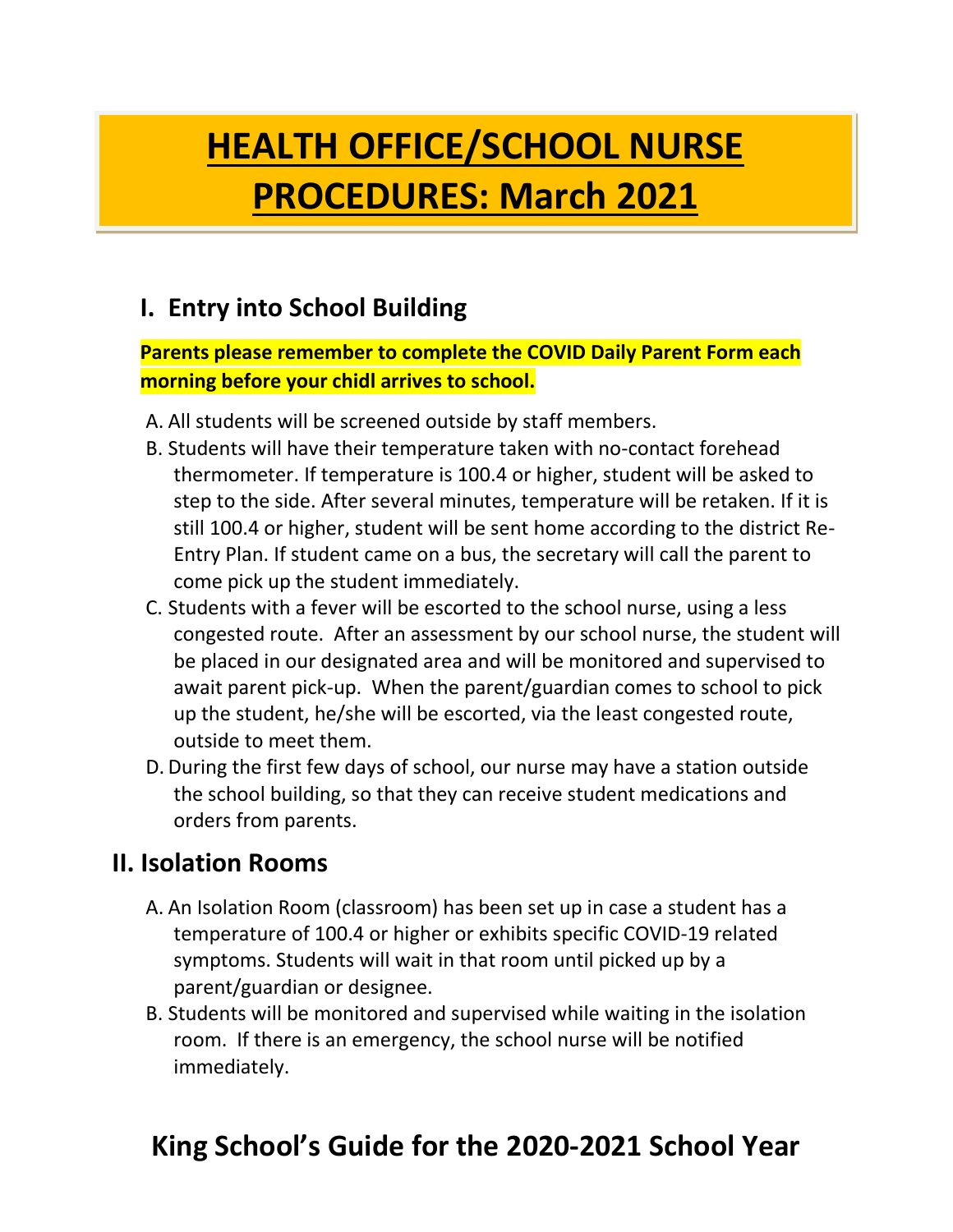# HEALTH OFFICE/SCHOOL NURSE PROCEDURES: March 2021

## I. Entry into School Building

**Parents please remember to complete the COVID Daily Parent Form each morning before your chidl arrives to school.**

A. All students will be screened outside by staff members.

B. Students will have their temperature taken with no-contact forehead thermometer. If temperature is 100.4 or higher, student will be asked to step to the side. After several minutes, temperature will be retaken. If it is still 100.4 or higher, student will be sent home according to the district Re-Entry Plan. If student came on a bus, the secretary will call the parent to come pick up the student immediately.

C. Students with a fever will be escorted to the school nurse, using a less congested route. After an assessment by our school nurse, the student will be placed in our designated area and will be monitored and supervised to await parent pick-up. When the parent/guardian comes to school to pick up the student, he/she will be escorted, via the least congested route, outside to meet them.

D. During the first few days of school, our nurse may have a station outside the school building, so that they can receive student medications and orders from parents.

## II. Isolation Rooms

A. An Isolation Room (classroom) has been set up in case a student has a temperature of 100.4 or higher or exhibits specific COVID-19 related symptoms. Students will wait in that room until picked up by a parent/guardian or designee.

B. Students will be monitored and supervised while waiting in the isolation room. If there is an emergency, the school nurse will be notified immediately.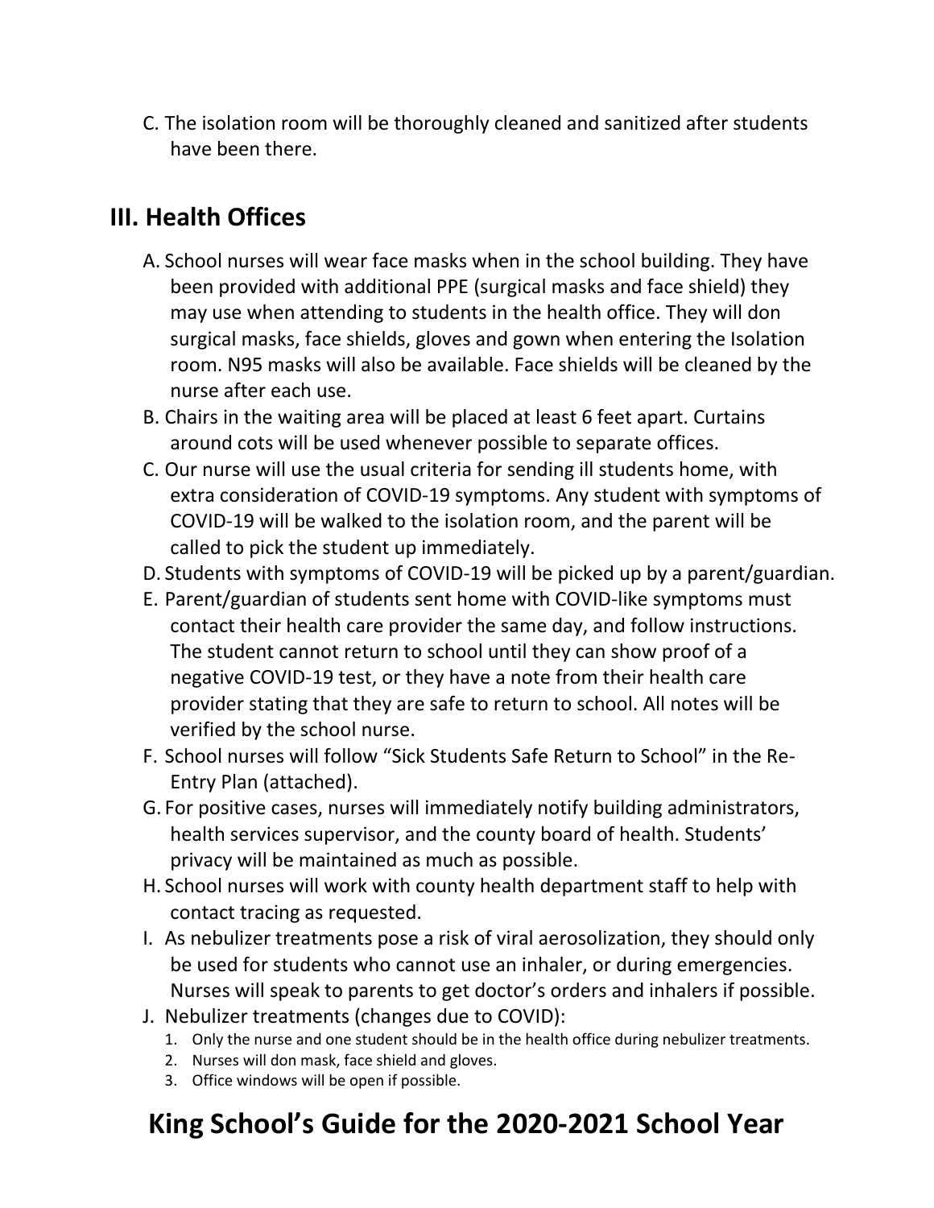C. The isolation room will be thoroughly cleaned and sanitized after students have been there.

## III. Health Offices

A. School nurses will wear face masks when in the school building. They have been provided with additional PPE (surgical masks and face shield) they may use when attending to students in the health office. They will don surgical masks, face shields, gloves and gown when entering the Isolation room. N95 masks will also be available. Face shields will be cleaned by the nurse after each use.

B. Chairs in the waiting area will be placed at least 6 feet apart. Curtains around cots will be used whenever possible to separate offices.

C. Our nurse will use the usual criteria for sending ill students home, with extra consideration of COVID-19 symptoms. Any student with symptoms of COVID-19 will be walked to the isolation room, and the parent will be called to pick the student up immediately.

D. Students with symptoms of COVID-19 will be picked up by a parent/guardian.

E. Parent/guardian of students sent home with COVID-like symptoms must contact their health care provider the same day, and follow instructions. The student cannot return to school until they can show proof of a negative COVID-19 test, or they have a note from their health care provider stating that they are safe to return to school. All notes will be verified by the school nurse.

F. School nurses will follow "Sick Students Safe Return to School" in the Re-Entry Plan (attached).

G. For positive cases, nurses will immediately notify building administrators, health services supervisor, and the county board of health. Students' privacy will be maintained as much as possible.

H. School nurses will work with county health department staff to help with contact tracing as requested.

I. As nebulizer treatments pose a risk of viral aerosolization, they should only be used for students who cannot use an inhaler, or during emergencies. Nurses will speak to parents to get doctor's orders and inhalers if possible.

J. Nebulizer treatments (changes due to COVID):

1. Only the nurse and one student should be in the health office during nebulizer treatments.
2. Nurses will don mask, face shield and gloves.
3. Office windows will be open if possible.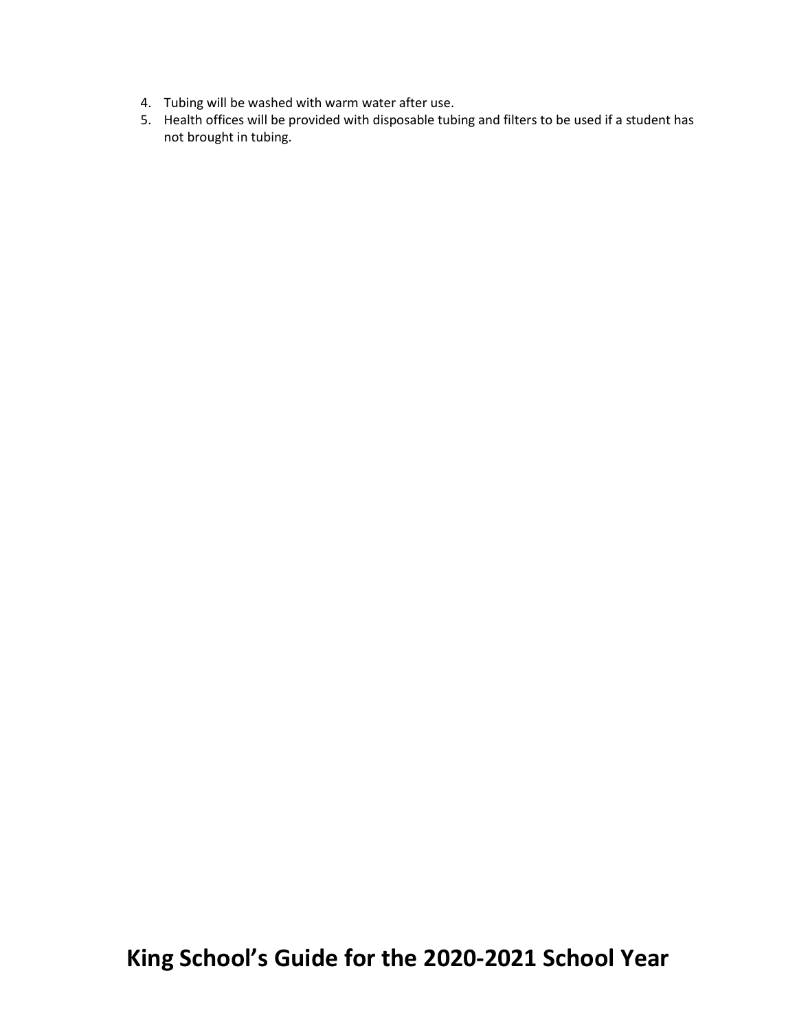4. Tubing will be washed with warm water after use.
5. Health offices will be provided with disposable tubing and filters to be used if a student has not brought in tubing.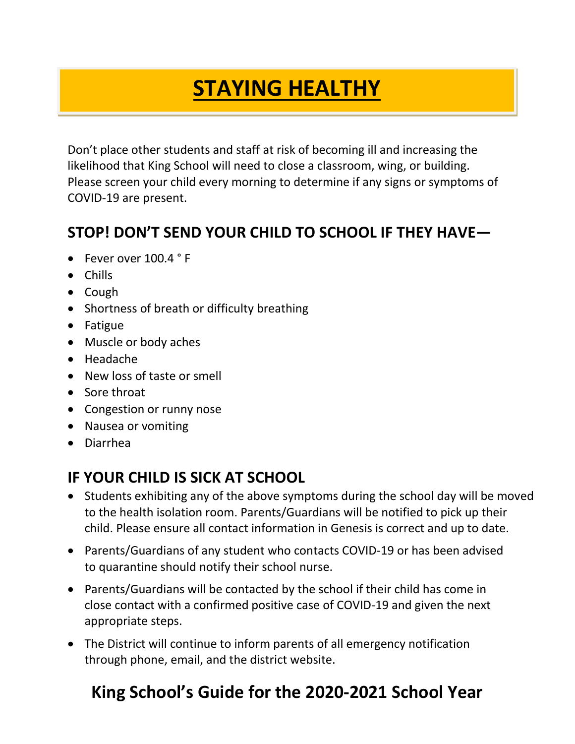# STAYING HEALTHY

Don't place other students and staff at risk of becoming ill and increasing the likelihood that King School will need to close a classroom, wing, or building. Please screen your child every morning to determine if any signs or symptoms of COVID-19 are present.

## STOP! DON'T SEND YOUR CHILD TO SCHOOL IF THEY HAVE—

- Fever over 100.4 ° F
- Chills
- Cough
- Shortness of breath or difficulty breathing
- Fatigue
- Muscle or body aches
- Headache
- New loss of taste or smell
- Sore throat
- Congestion or runny nose
- Nausea or vomiting
- Diarrhea

## IF YOUR CHILD IS SICK AT SCHOOL

- Students exhibiting any of the above symptoms during the school day will be moved to the health isolation room. Parents/Guardians will be notified to pick up their child. Please ensure all contact information in Genesis is correct and up to date.
- Parents/Guardians of any student who contacts COVID-19 or has been advised to quarantine should notify their school nurse.
- Parents/Guardians will be contacted by the school if their child has come in close contact with a confirmed positive case of COVID-19 and given the next appropriate steps.
- The District will continue to inform parents of all emergency notification through phone, email, and the district website.

## King School's Guide for the 2020-2021 School Year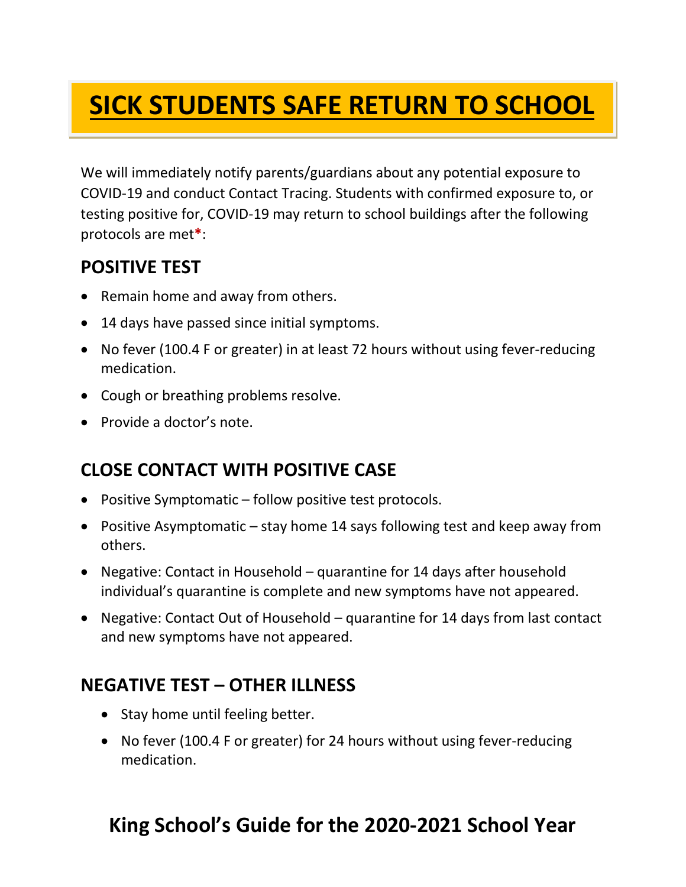# SICK STUDENTS SAFE RETURN TO SCHOOL

We will immediately notify parents/guardians about any potential exposure to COVID-19 and conduct Contact Tracing. Students with confirmed exposure to, or testing positive for, COVID-19 may return to school buildings after the following protocols are met*:

## POSITIVE TEST

- Remain home and away from others.
- 14 days have passed since initial symptoms.
- No fever (100.4 F or greater) in at least 72 hours without using fever-reducing medication.
- Cough or breathing problems resolve.
- Provide a doctor's note.

## CLOSE CONTACT WITH POSITIVE CASE

- Positive Symptomatic – follow positive test protocols.
- Positive Asymptomatic – stay home 14 says following test and keep away from others.
- Negative: Contact in Household – quarantine for 14 days after household individual's quarantine is complete and new symptoms have not appeared.
- Negative: Contact Out of Household – quarantine for 14 days from last contact and new symptoms have not appeared.

## NEGATIVE TEST – OTHER ILLNESS

- Stay home until feeling better.
- No fever (100.4 F or greater) for 24 hours without using fever-reducing medication.

## King School's Guide for the 2020-2021 School Year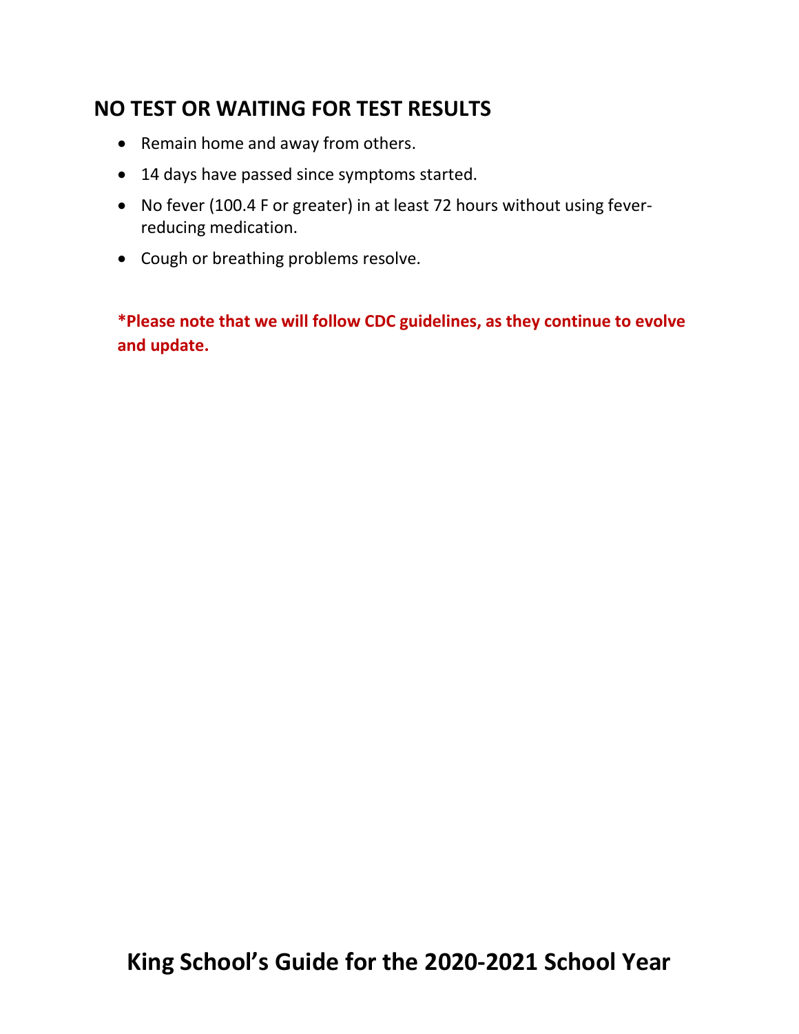## NO TEST OR WAITING FOR TEST RESULTS

- Remain home and away from others.
- 14 days have passed since symptoms started.
- No fever (100.4 F or greater) in at least 72 hours without using fever-reducing medication.
- Cough or breathing problems resolve.

**\*Please note that we will follow CDC guidelines, as they continue to evolve and update.**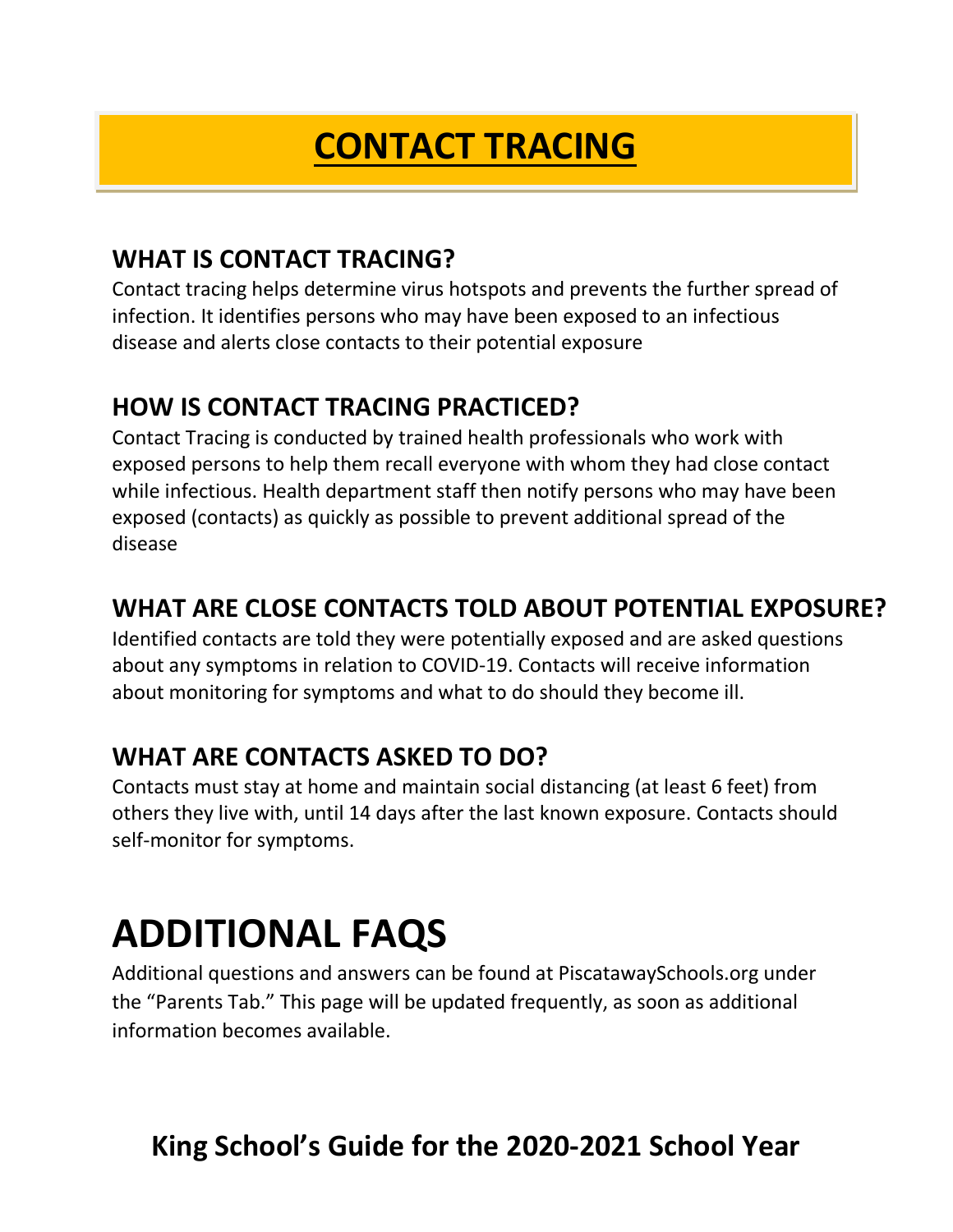# CONTACT TRACING

## WHAT IS CONTACT TRACING?

Contact tracing helps determine virus hotspots and prevents the further spread of infection. It identifies persons who may have been exposed to an infectious disease and alerts close contacts to their potential exposure

## HOW IS CONTACT TRACING PRACTICED?

Contact Tracing is conducted by trained health professionals who work with exposed persons to help them recall everyone with whom they had close contact while infectious. Health department staff then notify persons who may have been exposed (contacts) as quickly as possible to prevent additional spread of the disease

## WHAT ARE CLOSE CONTACTS TOLD ABOUT POTENTIAL EXPOSURE?

Identified contacts are told they were potentially exposed and are asked questions about any symptoms in relation to COVID-19. Contacts will receive information about monitoring for symptoms and what to do should they become ill.

## WHAT ARE CONTACTS ASKED TO DO?

Contacts must stay at home and maintain social distancing (at least 6 feet) from others they live with, until 14 days after the last known exposure. Contacts should self-monitor for symptoms.

# ADDITIONAL FAQS

Additional questions and answers can be found at PiscatawaySchools.org under the "Parents Tab." This page will be updated frequently, as soon as additional information becomes available.